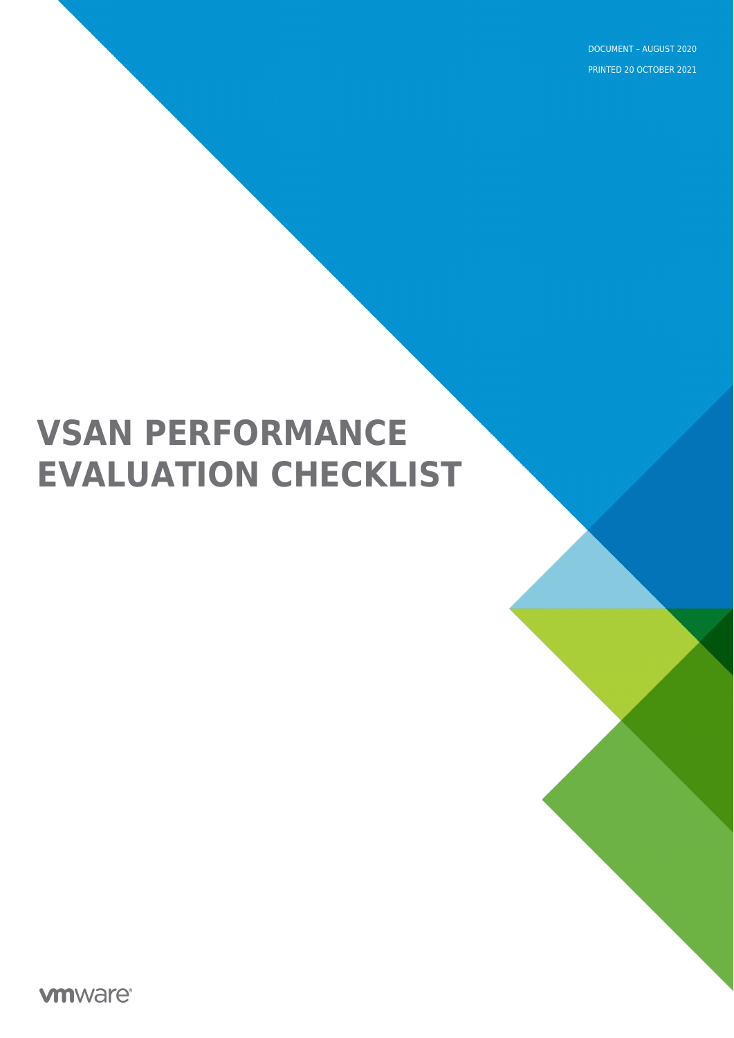DOCUMENT – AUGUST 2020

PRINTED 20 OCTOBER 2021

# VSAN PERFORMANCE EVALUATION CHECKLIST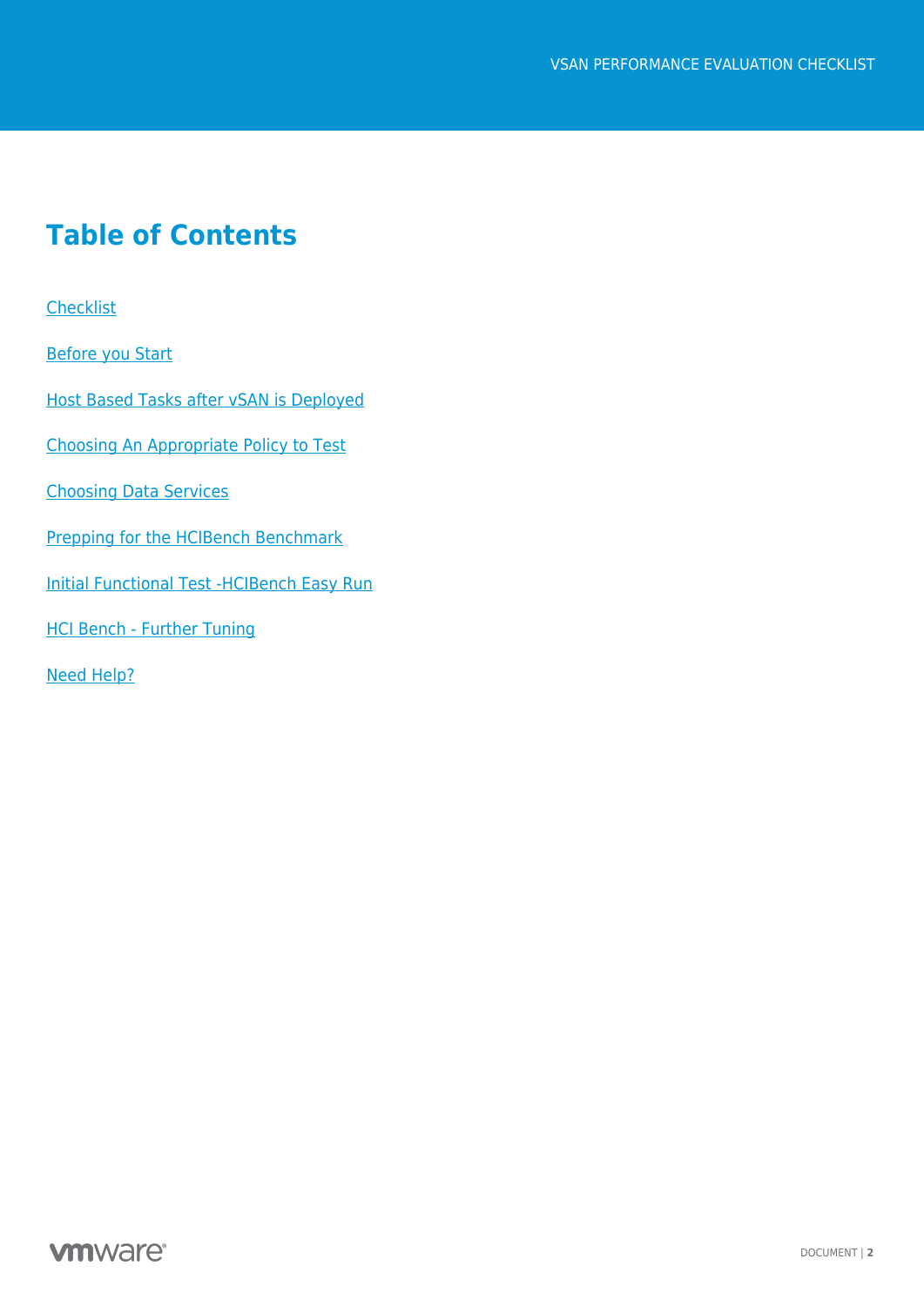# Table of Contents

Checklist

Before you Start

Host Based Tasks after vSAN is Deployed

Choosing An Appropriate Policy to Test

Choosing Data Services

Prepping for the HCIBench Benchmark

Initial Functional Test -HCIBench Easy Run

HCI Bench - Further Tuning

Need Help?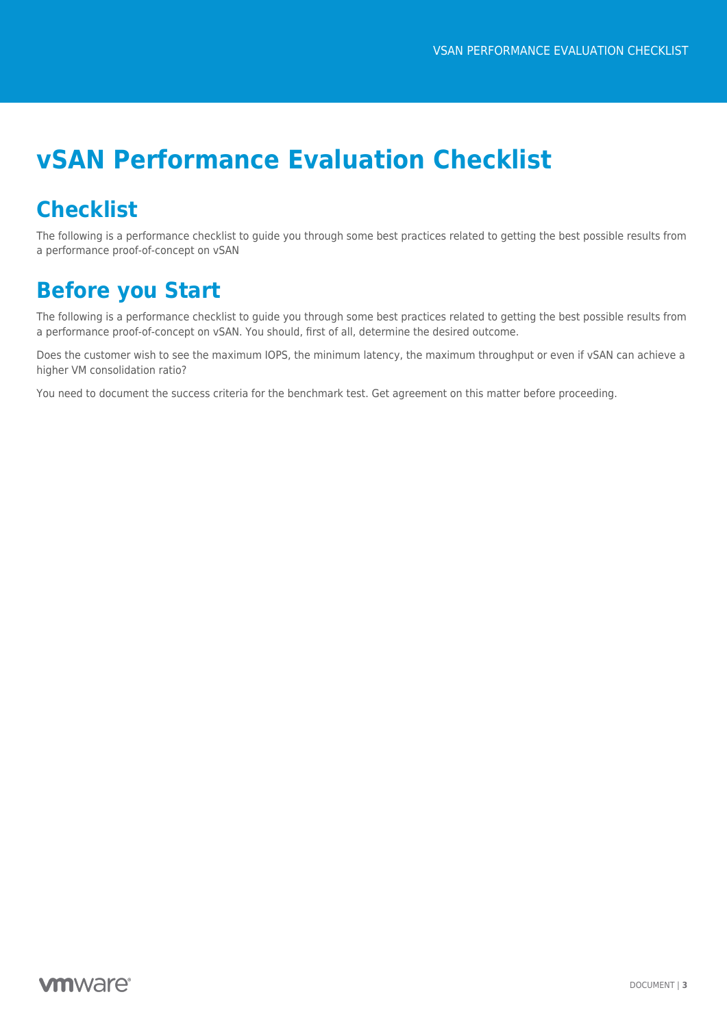# vSAN Performance Evaluation Checklist

## Checklist

The following is a performance checklist to guide you through some best practices related to getting the best possible results from a performance proof-of-concept on vSAN

## Before you Start

The following is a performance checklist to guide you through some best practices related to getting the best possible results from a performance proof-of-concept on vSAN. You should, first of all, determine the desired outcome.

Does the customer wish to see the maximum IOPS, the minimum latency, the maximum throughput or even if vSAN can achieve a higher VM consolidation ratio?

You need to document the success criteria for the benchmark test. Get agreement on this matter before proceeding.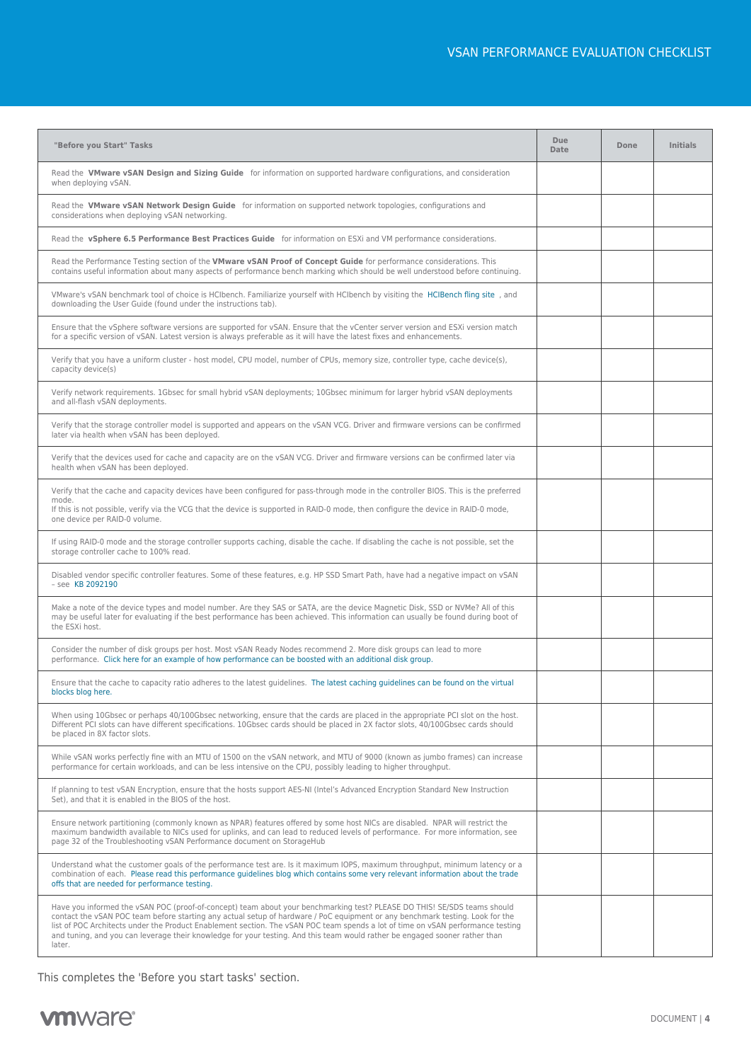| "Before you Start" Tasks | Due Date | Done | Initials |
|---|---|---|---|
| Read the **VMware vSAN Design and Sizing Guide** for information on supported hardware configurations, and consideration when deploying vSAN. | | | |
| Read the **VMware vSAN Network Design Guide** for information on supported network topologies, configurations and considerations when deploying vSAN networking. | | | |
| Read the **vSphere 6.5 Performance Best Practices Guide** for information on ESXi and VM performance considerations. | | | |
| Read the Performance Testing section of the **VMware vSAN Proof of Concept Guide** for performance considerations. This contains useful information about many aspects of performance bench marking which should be well understood before continuing. | | | |
| VMware's vSAN benchmark tool of choice is HCIbench. Familiarize yourself with HCIbench by visiting the HCIBench fling site , and downloading the User Guide (found under the instructions tab). | | | |
| Ensure that the vSphere software versions are supported for vSAN. Ensure that the vCenter server version and ESXi version match for a specific version of vSAN. Latest version is always preferable as it will have the latest fixes and enhancements. | | | |
| Verify that you have a uniform cluster - host model, CPU model, number of CPUs, memory size, controller type, cache device(s), capacity device(s) | | | |
| Verify network requirements. 1Gbsec for small hybrid vSAN deployments; 10Gbsec minimum for larger hybrid vSAN deployments and all-flash vSAN deployments. | | | |
| Verify that the storage controller model is supported and appears on the vSAN VCG. Driver and firmware versions can be confirmed later via health when vSAN has been deployed. | | | |
| Verify that the devices used for cache and capacity are on the vSAN VCG. Driver and firmware versions can be confirmed later via health when vSAN has been deployed. | | | |
| Verify that the cache and capacity devices have been configured for pass-through mode in the controller BIOS. This is the preferred mode.<br>If this is not possible, verify via the VCG that the device is supported in RAID-0 mode, then configure the device in RAID-0 mode, one device per RAID-0 volume. | | | |
| If using RAID-0 mode and the storage controller supports caching, disable the cache. If disabling the cache is not possible, set the storage controller cache to 100% read. | | | |
| Disabled vendor specific controller features. Some of these features, e.g. HP SSD Smart Path, have had a negative impact on vSAN – see KB 2092190 | | | |
| Make a note of the device types and model number. Are they SAS or SATA, are the device Magnetic Disk, SSD or NVMe? All of this may be useful later for evaluating if the best performance has been achieved. This information can usually be found during boot of the ESXi host. | | | |
| Consider the number of disk groups per host. Most vSAN Ready Nodes recommend 2. More disk groups can lead to more performance. Click here for an example of how performance can be boosted with an additional disk group. | | | |
| Ensure that the cache to capacity ratio adheres to the latest guidelines. The latest caching guidelines can be found on the virtual blocks blog here. | | | |
| When using 10Gbsec or perhaps 40/100Gbsec networking, ensure that the cards are placed in the appropriate PCI slot on the host. Different PCI slots can have different specifications. 10Gbsec cards should be placed in 2X factor slots, 40/100Gbsec cards should be placed in 8X factor slots. | | | |
| While vSAN works perfectly fine with an MTU of 1500 on the vSAN network, and MTU of 9000 (known as jumbo frames) can increase performance for certain workloads, and can be less intensive on the CPU, possibly leading to higher throughput. | | | |
| If planning to test vSAN Encryption, ensure that the hosts support AES-NI (Intel's Advanced Encryption Standard New Instruction Set), and that it is enabled in the BIOS of the host. | | | |
| Ensure network partitioning (commonly known as NPAR) features offered by some host NICs are disabled. NPAR will restrict the maximum bandwidth available to NICs used for uplinks, and can lead to reduced levels of performance. For more information, see page 32 of the Troubleshooting vSAN Performance document on StorageHub | | | |
| Understand what the customer goals of the performance test are. Is it maximum IOPS, maximum throughput, minimum latency or a combination of each. Please read this performance guidelines blog which contains some very relevant information about the trade offs that are needed for performance testing. | | | |
| Have you informed the vSAN POC (proof-of-concept) team about your benchmarking test? PLEASE DO THIS! SE/SDS teams should contact the vSAN POC team before starting any actual setup of hardware / PoC equipment or any benchmark testing. Look for the list of POC Architects under the Product Enablement section. The vSAN POC team spends a lot of time on vSAN performance testing and tuning, and you can leverage their knowledge for your testing. And this team would rather be engaged sooner rather than later. | | | |

This completes the 'Before you start tasks' section.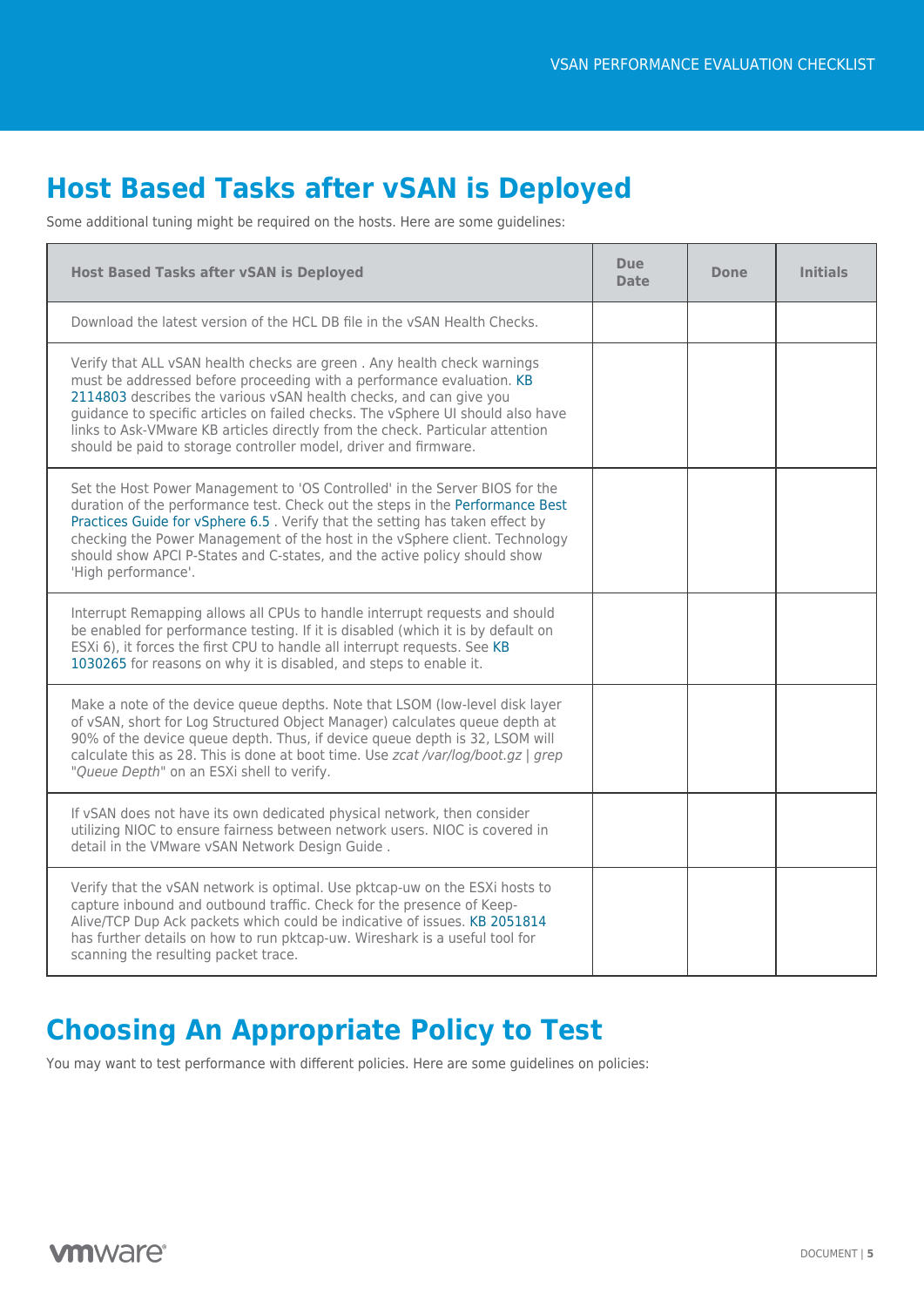# Host Based Tasks after vSAN is Deployed

Some additional tuning might be required on the hosts. Here are some guidelines:

| Host Based Tasks after vSAN is Deployed | Due Date | Done | Initials |
|---|---|---|---|
| Download the latest version of the HCL DB file in the vSAN Health Checks. | | | |
| Verify that ALL vSAN health checks are green . Any health check warnings must be addressed before proceeding with a performance evaluation. KB 2114803 describes the various vSAN health checks, and can give you guidance to specific articles on failed checks. The vSphere UI should also have links to Ask-VMware KB articles directly from the check. Particular attention should be paid to storage controller model, driver and firmware. | | | |
| Set the Host Power Management to 'OS Controlled' in the Server BIOS for the duration of the performance test. Check out the steps in the Performance Best Practices Guide for vSphere 6.5 . Verify that the setting has taken effect by checking the Power Management of the host in the vSphere client. Technology should show APCI P-States and C-states, and the active policy should show 'High performance'. | | | |
| Interrupt Remapping allows all CPUs to handle interrupt requests and should be enabled for performance testing. If it is disabled (which it is by default on ESXi 6), it forces the first CPU to handle all interrupt requests. See KB 1030265 for reasons on why it is disabled, and steps to enable it. | | | |
| Make a note of the device queue depths. Note that LSOM (low-level disk layer of vSAN, short for Log Structured Object Manager) calculates queue depth at 90% of the device queue depth. Thus, if device queue depth is 32, LSOM will calculate this as 28. This is done at boot time. Use *zcat /var/log/boot.gz \| grep "Queue Depth"* on an ESXi shell to verify. | | | |
| If vSAN does not have its own dedicated physical network, then consider utilizing NIOC to ensure fairness between network users. NIOC is covered in detail in the VMware vSAN Network Design Guide . | | | |
| Verify that the vSAN network is optimal. Use pktcap-uw on the ESXi hosts to capture inbound and outbound traffic. Check for the presence of Keep-Alive/TCP Dup Ack packets which could be indicative of issues. KB 2051814 has further details on how to run pktcap-uw. Wireshark is a useful tool for scanning the resulting packet trace. | | | |

# Choosing An Appropriate Policy to Test

You may want to test performance with different policies. Here are some guidelines on policies: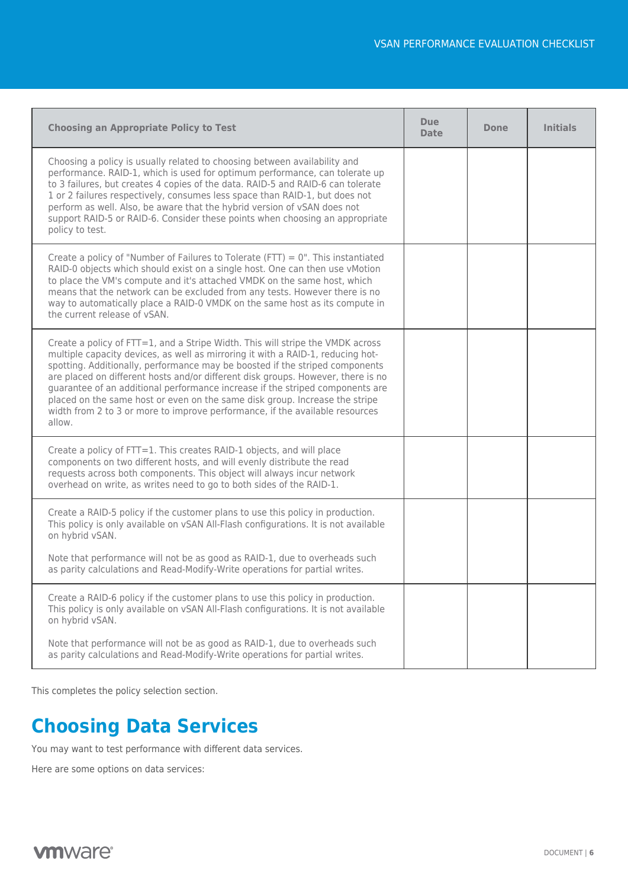| Choosing an Appropriate Policy to Test | Due Date | Done | Initials |
|---|---|---|---|
| Choosing a policy is usually related to choosing between availability and performance. RAID-1, which is used for optimum performance, can tolerate up to 3 failures, but creates 4 copies of the data. RAID-5 and RAID-6 can tolerate 1 or 2 failures respectively, consumes less space than RAID-1, but does not perform as well. Also, be aware that the hybrid version of vSAN does not support RAID-5 or RAID-6. Consider these points when choosing an appropriate policy to test. | | | |
| Create a policy of "Number of Failures to Tolerate (FTT) = 0". This instantiated RAID-0 objects which should exist on a single host. One can then use vMotion to place the VM's compute and it's attached VMDK on the same host, which means that the network can be excluded from any tests. However there is no way to automatically place a RAID-0 VMDK on the same host as its compute in the current release of vSAN. | | | |
| Create a policy of FTT=1, and a Stripe Width. This will stripe the VMDK across multiple capacity devices, as well as mirroring it with a RAID-1, reducing hot-spotting. Additionally, performance may be boosted if the striped components are placed on different hosts and/or different disk groups. However, there is no guarantee of an additional performance increase if the striped components are placed on the same host or even on the same disk group. Increase the stripe width from 2 to 3 or more to improve performance, if the available resources allow. | | | |
| Create a policy of FTT=1. This creates RAID-1 objects, and will place components on two different hosts, and will evenly distribute the read requests across both components. This object will always incur network overhead on write, as writes need to go to both sides of the RAID-1. | | | |
| Create a RAID-5 policy if the customer plans to use this policy in production. This policy is only available on vSAN All-Flash configurations. It is not available on hybrid vSAN.<br><br>Note that performance will not be as good as RAID-1, due to overheads such as parity calculations and Read-Modify-Write operations for partial writes. | | | |
| Create a RAID-6 policy if the customer plans to use this policy in production. This policy is only available on vSAN All-Flash configurations. It is not available on hybrid vSAN.<br><br>Note that performance will not be as good as RAID-1, due to overheads such as parity calculations and Read-Modify-Write operations for partial writes. | | | |

This completes the policy selection section.

# Choosing Data Services

You may want to test performance with different data services.

Here are some options on data services: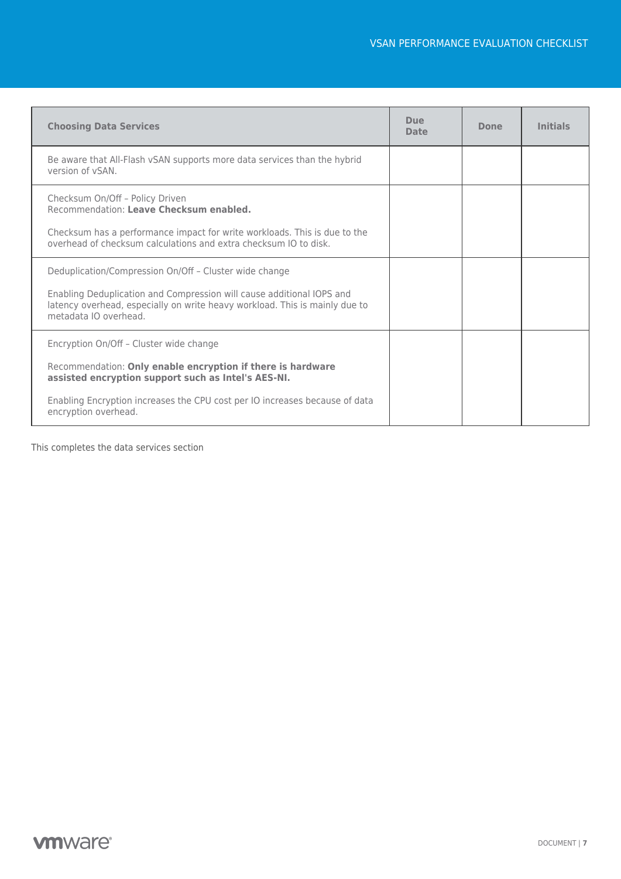| Choosing Data Services | Due Date | Done | Initials |
|---|---|---|---|
| Be aware that All-Flash vSAN supports more data services than the hybrid version of vSAN. | | | |
| Checksum On/Off – Policy Driven<br>Recommendation: **Leave Checksum enabled.**<br><br>Checksum has a performance impact for write workloads. This is due to the overhead of checksum calculations and extra checksum IO to disk. | | | |
| Deduplication/Compression On/Off – Cluster wide change<br><br>Enabling Deduplication and Compression will cause additional IOPS and latency overhead, especially on write heavy workload. This is mainly due to metadata IO overhead. | | | |
| Encryption On/Off – Cluster wide change<br><br>Recommendation: **Only enable encryption if there is hardware assisted encryption support such as Intel's AES-NI.**<br><br>Enabling Encryption increases the CPU cost per IO increases because of data encryption overhead. | | | |

This completes the data services section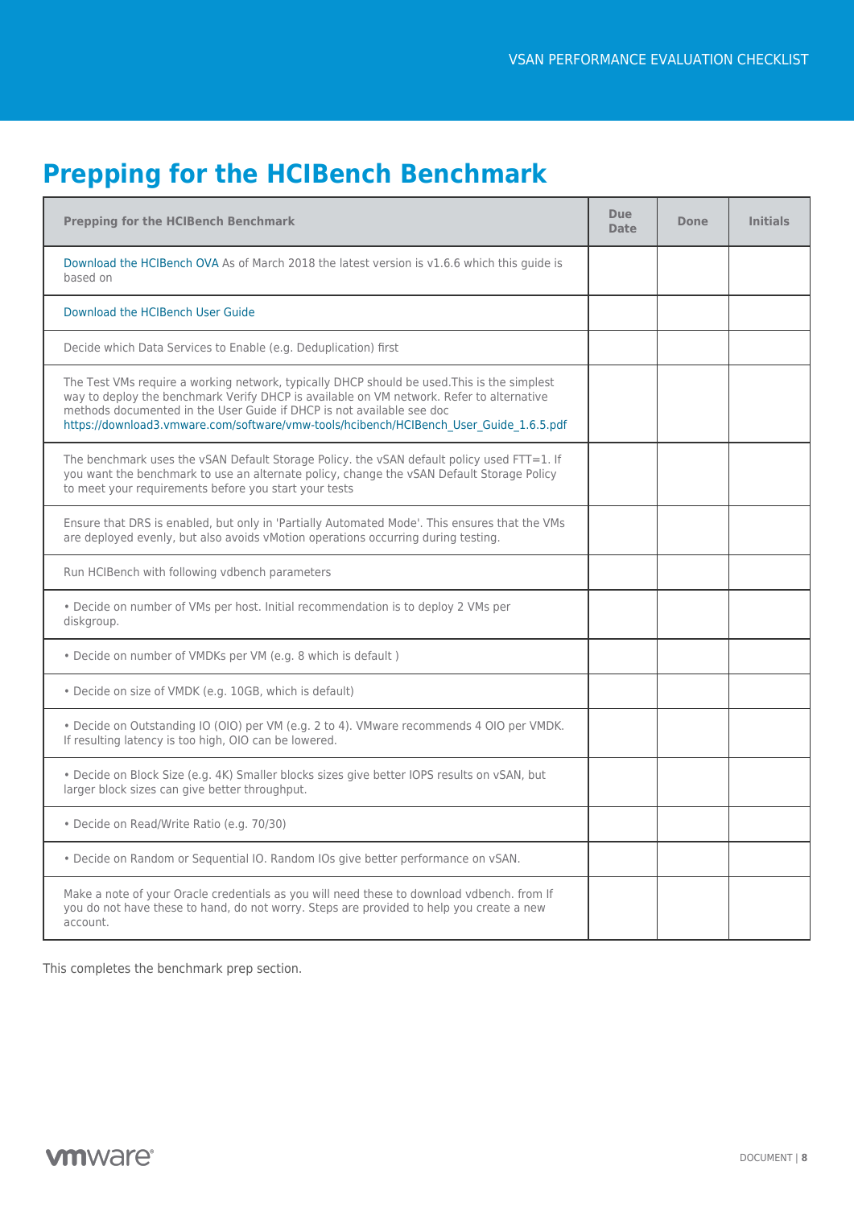# Prepping for the HCIBench Benchmark

| Prepping for the HCIBench Benchmark | Due Date | Done | Initials |
|---|---|---|---|
| Download the HCIBench OVA As of March 2018 the latest version is v1.6.6 which this guide is based on | | | |
| Download the HCIBench User Guide | | | |
| Decide which Data Services to Enable (e.g. Deduplication) first | | | |
| The Test VMs require a working network, typically DHCP should be used.This is the simplest way to deploy the benchmark Verify DHCP is available on VM network. Refer to alternative methods documented in the User Guide if DHCP is not available see doc https://download3.vmware.com/software/vmw-tools/hcibench/HCIBench_User_Guide_1.6.5.pdf | | | |
| The benchmark uses the vSAN Default Storage Policy. the vSAN default policy used FTT=1. If you want the benchmark to use an alternate policy, change the vSAN Default Storage Policy to meet your requirements before you start your tests | | | |
| Ensure that DRS is enabled, but only in 'Partially Automated Mode'. This ensures that the VMs are deployed evenly, but also avoids vMotion operations occurring during testing. | | | |
| Run HCIBench with following vdbench parameters | | | |
| • Decide on number of VMs per host. Initial recommendation is to deploy 2 VMs per diskgroup. | | | |
| • Decide on number of VMDKs per VM (e.g. 8 which is default ) | | | |
| • Decide on size of VMDK (e.g. 10GB, which is default) | | | |
| • Decide on Outstanding IO (OIO) per VM (e.g. 2 to 4). VMware recommends 4 OIO per VMDK. If resulting latency is too high, OIO can be lowered. | | | |
| • Decide on Block Size (e.g. 4K) Smaller blocks sizes give better IOPS results on vSAN, but larger block sizes can give better throughput. | | | |
| • Decide on Read/Write Ratio (e.g. 70/30) | | | |
| • Decide on Random or Sequential IO. Random IOs give better performance on vSAN. | | | |
| Make a note of your Oracle credentials as you will need these to download vdbench. from If you do not have these to hand, do not worry. Steps are provided to help you create a new account. | | | |

This completes the benchmark prep section.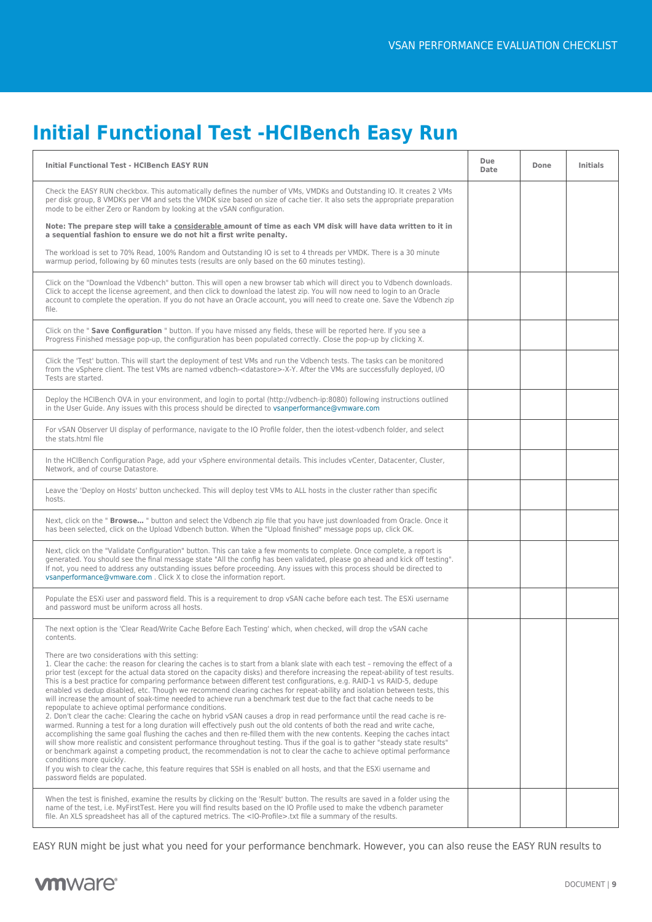# Initial Functional Test -HCIBench Easy Run

| Initial Functional Test - HCIBench EASY RUN | Due Date | Done | Initials |
| --- | --- | --- | --- |
| Check the EASY RUN checkbox. This automatically defines the number of VMs, VMDKs and Outstanding IO. It creates 2 VMs per disk group, 8 VMDKs per VM and sets the VMDK size based on size of cache tier. It also sets the appropriate preparation mode to be either Zero or Random by looking at the vSAN configuration.<br><br>**Note: The prepare step will take a considerable amount of time as each VM disk will have data written to it in a sequential fashion to ensure we do not hit a first write penalty.**<br><br>The workload is set to 70% Read, 100% Random and Outstanding IO is set to 4 threads per VMDK. There is a 30 minute warmup period, following by 60 minutes tests (results are only based on the 60 minutes testing). | | | |
| Click on the "Download the Vdbench" button. This will open a new browser tab which will direct you to Vdbench downloads. Click to accept the license agreement, and then click to download the latest zip. You will now need to login to an Oracle account to complete the operation. If you do not have an Oracle account, you will need to create one. Save the Vdbench zip file. | | | |
| Click on the " **Save Configuration** " button. If you have missed any fields, these will be reported here. If you see a Progress Finished message pop-up, the configuration has been populated correctly. Close the pop-up by clicking X. | | | |
| Click the 'Test' button. This will start the deployment of test VMs and run the Vdbench tests. The tasks can be monitored from the vSphere client. The test VMs are named vdbench-<datastore>-X-Y. After the VMs are successfully deployed, I/O Tests are started. | | | |
| Deploy the HCIBench OVA in your environment, and login to portal (http://vdbench-ip:8080) following instructions outlined in the User Guide. Any issues with this process should be directed to vsanperformance@vmware.com | | | |
| For vSAN Observer UI display of performance, navigate to the IO Profile folder, then the iotest-vdbench folder, and select the stats.html file | | | |
| In the HCIBench Configuration Page, add your vSphere environmental details. This includes vCenter, Datacenter, Cluster, Network, and of course Datastore. | | | |
| Leave the 'Deploy on Hosts' button unchecked. This will deploy test VMs to ALL hosts in the cluster rather than specific hosts. | | | |
| Next, click on the " **Browse...** " button and select the Vdbench zip file that you have just downloaded from Oracle. Once it has been selected, click on the Upload Vdbench button. When the "Upload finished" message pops up, click OK. | | | |
| Next, click on the "Validate Configuration" button. This can take a few moments to complete. Once complete, a report is generated. You should see the final message state "All the config has been validated, please go ahead and kick off testing". If not, you need to address any outstanding issues before proceeding. Any issues with this process should be directed to vsanperformance@vmware.com . Click X to close the information report. | | | |
| Populate the ESXi user and password field. This is a requirement to drop vSAN cache before each test. The ESXi username and password must be uniform across all hosts. | | | |
| The next option is the 'Clear Read/Write Cache Before Each Testing' which, when checked, will drop the vSAN cache contents.<br><br>There are two considerations with this setting:<br>1. Clear the cache: the reason for clearing the caches is to start from a blank slate with each test – removing the effect of a prior test (except for the actual data stored on the capacity disks) and therefore increasing the repeat-ability of test results. This is a best practice for comparing performance between different test configurations, e.g. RAID-1 vs RAID-5, dedupe enabled vs dedup disabled, etc. Though we recommend clearing caches for repeat-ability and isolation between tests, this will increase the amount of soak-time needed to achieve run a benchmark test due to the fact that cache needs to be repopulate to achieve optimal performance conditions.<br>2. Don't clear the cache: Clearing the cache on hybrid vSAN causes a drop in read performance until the read cache is re-warmed. Running a test for a long duration will effectively push out the old contents of both the read and write cache, accomplishing the same goal flushing the caches and then re-filled them with the new contents. Keeping the caches intact will show more realistic and consistent performance throughout testing. Thus if the goal is to gather "steady state results" or benchmark against a competing product, the recommendation is not to clear the cache to achieve optimal performance conditions more quickly.<br>If you wish to clear the cache, this feature requires that SSH is enabled on all hosts, and that the ESXi username and password fields are populated. | | | |
| When the test is finished, examine the results by clicking on the 'Result' button. The results are saved in a folder using the name of the test, i.e. MyFirstTest. Here you will find results based on the IO Profile used to make the vdbench parameter file. An XLS spreadsheet has all of the captured metrics. The <IO-Profile>.txt file a summary of the results. | | | |

EASY RUN might be just what you need for your performance benchmark. However, you can also reuse the EASY RUN results to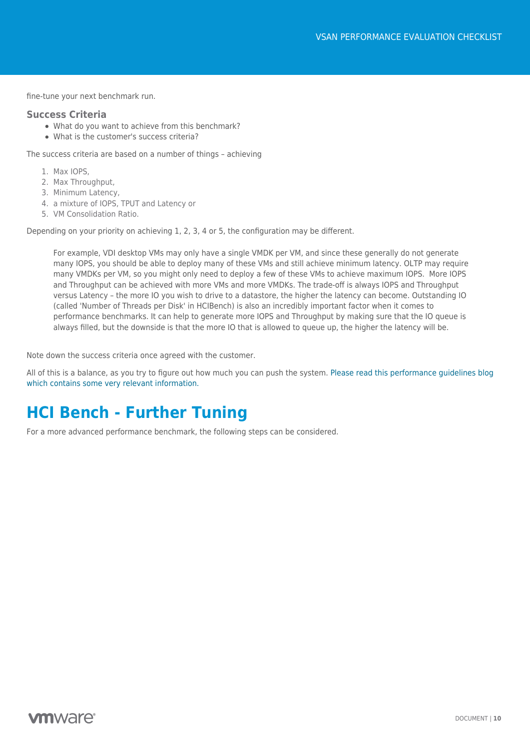fine-tune your next benchmark run.

### Success Criteria

- What do you want to achieve from this benchmark?
- What is the customer's success criteria?

The success criteria are based on a number of things – achieving

1. Max IOPS,
2. Max Throughput,
3. Minimum Latency,
4. a mixture of IOPS, TPUT and Latency or
5. VM Consolidation Ratio.

Depending on your priority on achieving 1, 2, 3, 4 or 5, the configuration may be different.

> For example, VDI desktop VMs may only have a single VMDK per VM, and since these generally do not generate many IOPS, you should be able to deploy many of these VMs and still achieve minimum latency. OLTP may require many VMDKs per VM, so you might only need to deploy a few of these VMs to achieve maximum IOPS. More IOPS and Throughput can be achieved with more VMs and more VMDKs. The trade-off is always IOPS and Throughput versus Latency – the more IO you wish to drive to a datastore, the higher the latency can become. Outstanding IO (called 'Number of Threads per Disk' in HCIBench) is also an incredibly important factor when it comes to performance benchmarks. It can help to generate more IOPS and Throughput by making sure that the IO queue is always filled, but the downside is that the more IO that is allowed to queue up, the higher the latency will be.

Note down the success criteria once agreed with the customer.

All of this is a balance, as you try to figure out how much you can push the system. Please read this performance guidelines blog which contains some very relevant information.

# HCI Bench - Further Tuning

For a more advanced performance benchmark, the following steps can be considered.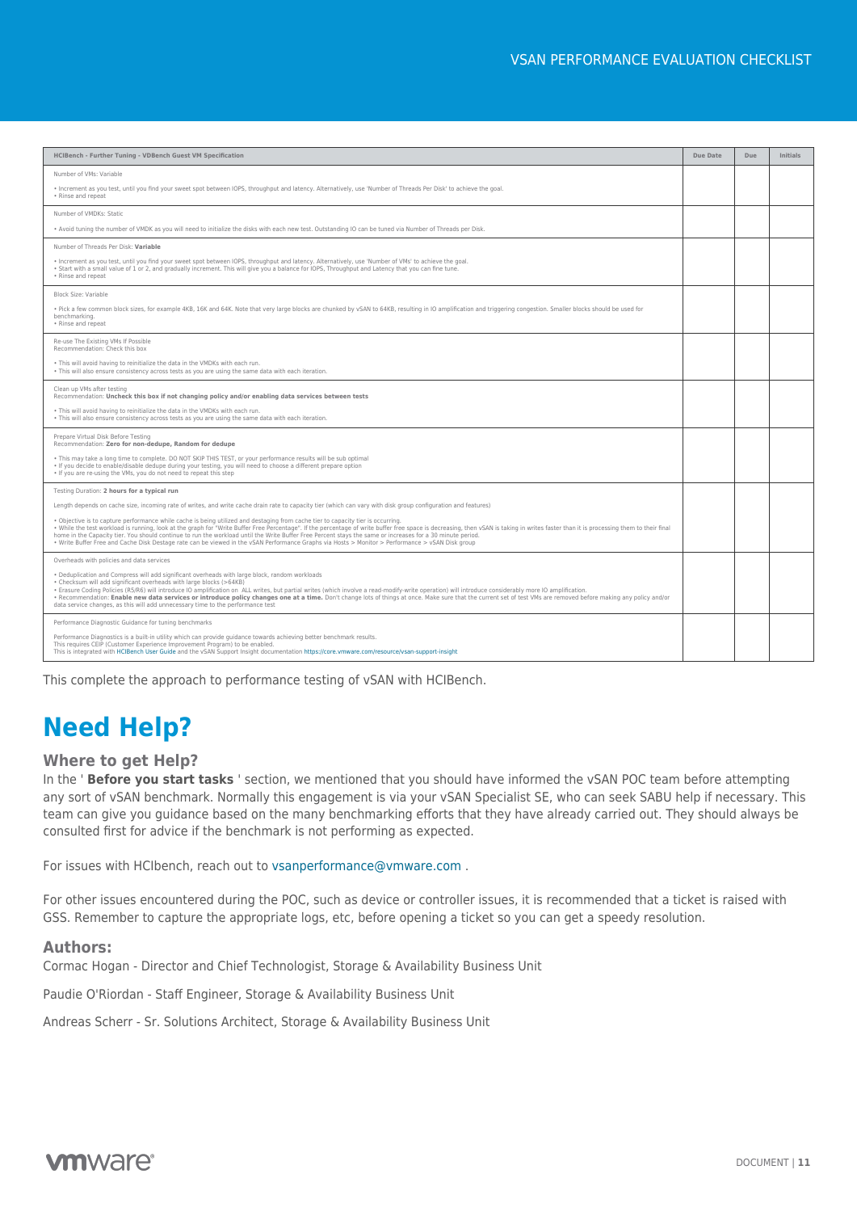| HCIBench - Further Tuning - VDBench Guest VM Specification | Due Date | Due | Initials |
|---|---|---|---|
| Number of VMs: Variable<br><br>• Increment as you test, until you find your sweet spot between IOPS, throughput and latency. Alternatively, use 'Number of Threads Per Disk' to achieve the goal.<br>• Rinse and repeat | | | |
| Number of VMDKs: Static<br><br>• Avoid tuning the number of VMDK as you will need to initialize the disks with each new test. Outstanding IO can be tuned via Number of Threads per Disk. | | | |
| Number of Threads Per Disk: **Variable**<br><br>• Increment as you test, until you find your sweet spot between IOPS, throughput and latency. Alternatively, use 'Number of VMs' to achieve the goal.<br>• Start with a small value of 1 or 2, and gradually increment. This will give you a balance for IOPS, Throughput and Latency that you can fine tune.<br>• Rinse and repeat | | | |
| Block Size: Variable<br><br>• Pick a few common block sizes, for example 4KB, 16K and 64K. Note that very large blocks are chunked by vSAN to 64KB, resulting in IO amplification and triggering congestion. Smaller blocks should be used for benchmarking.<br>• Rinse and repeat | | | |
| Re-use The Existing VMs If Possible<br>Recommendation: Check this box<br><br>• This will avoid having to reinitialize the data in the VMDKs with each run.<br>• This will also ensure consistency across tests as you are using the same data with each iteration. | | | |
| Clean up VMs after testing<br>Recommendation: **Uncheck this box if not changing policy and/or enabling data services between tests**<br><br>• This will avoid having to reinitialize the data in the VMDKs with each run.<br>• This will also ensure consistency across tests as you are using the same data with each iteration. | | | |
| Prepare Virtual Disk Before Testing<br>Recommendation: **Zero for non-dedupe, Random for dedupe**<br><br>• This may take a long time to complete. DO NOT SKIP THIS TEST, or your performance results will be sub optimal<br>• If you decide to enable/disable dedupe during your testing, you will need to choose a different prepare option<br>• If you are re-using the VMs, you do not need to repeat this step | | | |
| Testing Duration: **2 hours for a typical run**<br><br>Length depends on cache size, incoming rate of writes, and write cache drain rate to capacity tier (which can vary with disk group configuration and features)<br><br>• Objective is to capture performance while cache is being utilized and destaging from cache tier to capacity tier is occurring.<br>• While the test workload is running, look at the graph for "Write Buffer Free Percentage". If the percentage of write buffer free space is decreasing, then vSAN is taking in writes faster than it is processing them to their final home in the Capacity tier. You should continue to run the workload until the Write Buffer Free Percent stays the same or increases for a 30 minute period.<br>• Write Buffer Free and Cache Disk Destage rate can be viewed in the vSAN Performance Graphs via Hosts > Monitor > Performance > vSAN Disk group | | | |
| Overheads with policies and data services<br><br>• Deduplication and Compress will add significant overheads with large block, random workloads<br>• Checksum will add significant overheads with large blocks (>64KB)<br>• Erasure Coding Policies (R5/R6) will introduce IO amplification on ALL writes, but partial writes (which involve a read-modify-write operation) will introduce considerably more IO amplification.<br>• Recommendation: **Enable new data services or introduce policy changes one at a time.** Don't change lots of things at once. Make sure that the current set of test VMs are removed before making any policy and/or data service changes, as this will add unnecessary time to the performance test | | | |
| Performance Diagnostic Guidance for tuning benchmarks<br><br>Performance Diagnostics is a built-in utility which can provide guidance towards achieving better benchmark results.<br>This requires CEIP (Customer Experience Improvement Program) to be enabled.<br>This is integrated with HCIBench User Guide and the vSAN Support Insight documentation https://core.vmware.com/resource/vsan-support-insight | | | |

This complete the approach to performance testing of vSAN with HCIBench.

# Need Help?

### Where to get Help?

In the ' **Before you start tasks** ' section, we mentioned that you should have informed the vSAN POC team before attempting any sort of vSAN benchmark. Normally this engagement is via your vSAN Specialist SE, who can seek SABU help if necessary. This team can give you guidance based on the many benchmarking efforts that they have already carried out. They should always be consulted first for advice if the benchmark is not performing as expected.

For issues with HCIbench, reach out to vsanperformance@vmware.com .

For other issues encountered during the POC, such as device or controller issues, it is recommended that a ticket is raised with GSS. Remember to capture the appropriate logs, etc, before opening a ticket so you can get a speedy resolution.

### Authors:

Cormac Hogan - Director and Chief Technologist, Storage & Availability Business Unit

Paudie O'Riordan - Staff Engineer, Storage & Availability Business Unit

Andreas Scherr - Sr. Solutions Architect, Storage & Availability Business Unit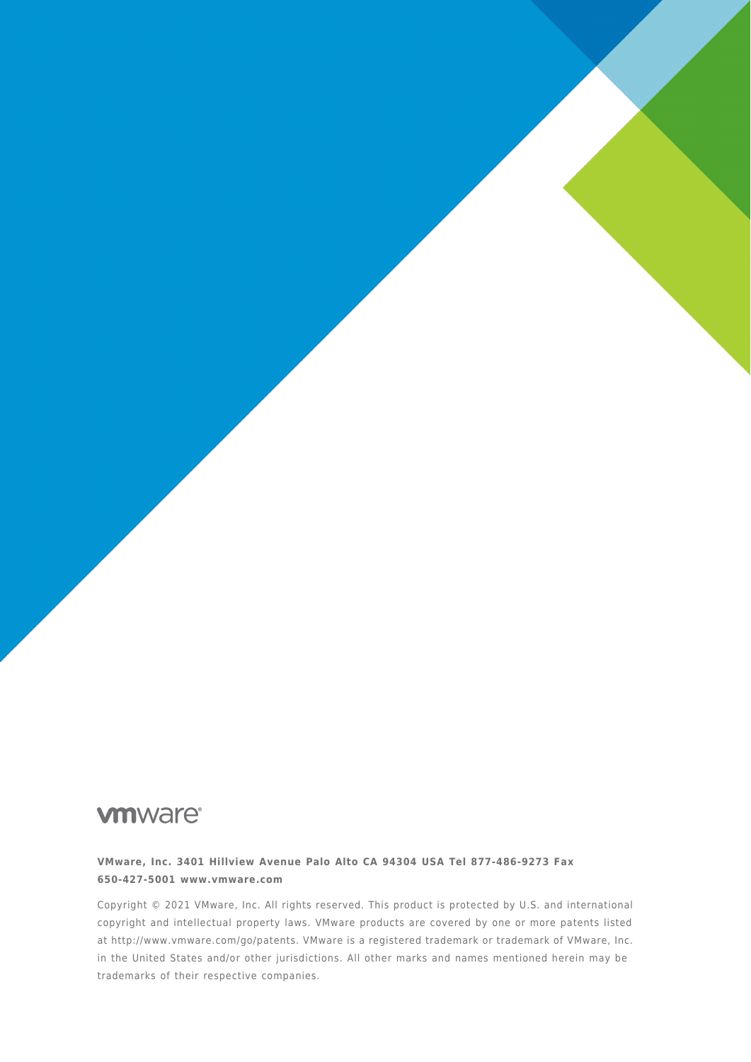vmware®

**VMware, Inc. 3401 Hillview Avenue Palo Alto CA 94304 USA Tel 877-486-9273 Fax 650-427-5001 www.vmware.com**

Copyright © 2021 VMware, Inc. All rights reserved. This product is protected by U.S. and international copyright and intellectual property laws. VMware products are covered by one or more patents listed at http://www.vmware.com/go/patents. VMware is a registered trademark or trademark of VMware, Inc. in the United States and/or other jurisdictions. All other marks and names mentioned herein may be trademarks of their respective companies.